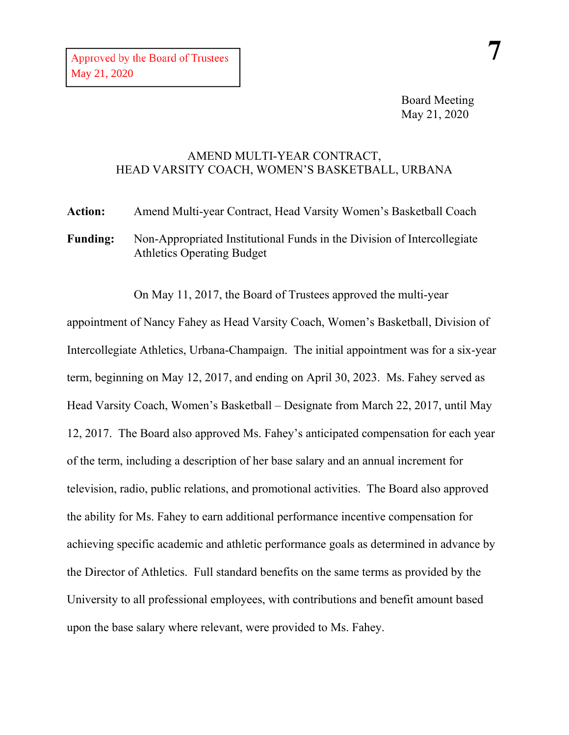Approved by the Board of Trustees
May 21, 2020

Board Meeting
May 21, 2020

# AMEND MULTI-YEAR CONTRACT, HEAD VARSITY COACH, WOMEN'S BASKETBALL, URBANA

**Action:** Amend Multi-year Contract, Head Varsity Women's Basketball Coach

**Funding:** Non-Appropriated Institutional Funds in the Division of Intercollegiate Athletics Operating Budget

On May 11, 2017, the Board of Trustees approved the multi-year appointment of Nancy Fahey as Head Varsity Coach, Women's Basketball, Division of Intercollegiate Athletics, Urbana-Champaign. The initial appointment was for a six-year term, beginning on May 12, 2017, and ending on April 30, 2023. Ms. Fahey served as Head Varsity Coach, Women's Basketball – Designate from March 22, 2017, until May 12, 2017. The Board also approved Ms. Fahey's anticipated compensation for each year of the term, including a description of her base salary and an annual increment for television, radio, public relations, and promotional activities. The Board also approved the ability for Ms. Fahey to earn additional performance incentive compensation for achieving specific academic and athletic performance goals as determined in advance by the Director of Athletics. Full standard benefits on the same terms as provided by the University to all professional employees, with contributions and benefit amount based upon the base salary where relevant, were provided to Ms. Fahey.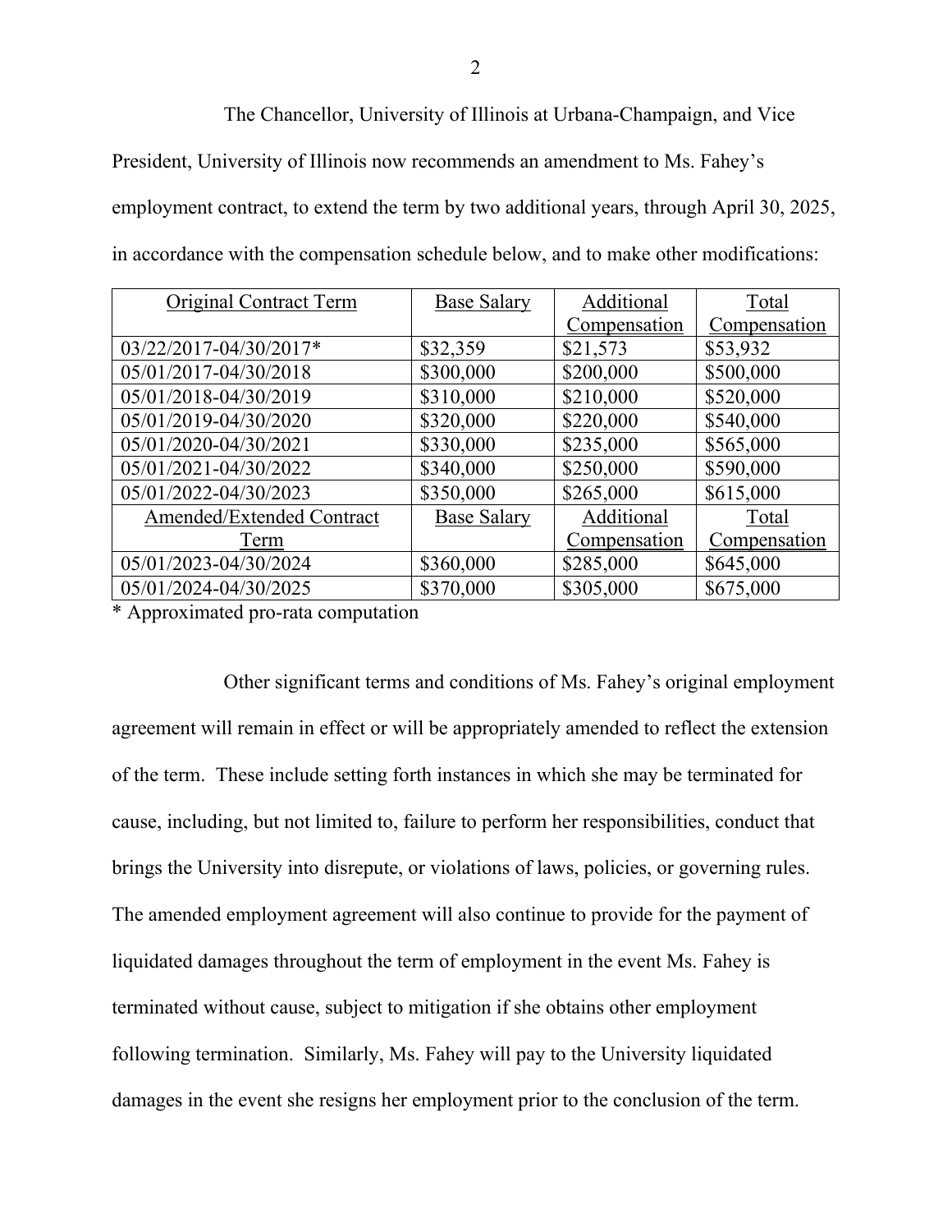The Chancellor, University of Illinois at Urbana-Champaign, and Vice President, University of Illinois now recommends an amendment to Ms. Fahey's employment contract, to extend the term by two additional years, through April 30, 2025, in accordance with the compensation schedule below, and to make other modifications:

| Original Contract Term | Base Salary | Additional Compensation | Total Compensation |
|---|---|---|---|
| 03/22/2017-04/30/2017* | $32,359 | $21,573 | $53,932 |
| 05/01/2017-04/30/2018 | $300,000 | $200,000 | $500,000 |
| 05/01/2018-04/30/2019 | $310,000 | $210,000 | $520,000 |
| 05/01/2019-04/30/2020 | $320,000 | $220,000 | $540,000 |
| 05/01/2020-04/30/2021 | $330,000 | $235,000 | $565,000 |
| 05/01/2021-04/30/2022 | $340,000 | $250,000 | $590,000 |
| 05/01/2022-04/30/2023 | $350,000 | $265,000 | $615,000 |
| Amended/Extended Contract Term | Base Salary | Additional Compensation | Total Compensation |
| 05/01/2023-04/30/2024 | $360,000 | $285,000 | $645,000 |
| 05/01/2024-04/30/2025 | $370,000 | $305,000 | $675,000 |

* Approximated pro-rata computation

Other significant terms and conditions of Ms. Fahey's original employment agreement will remain in effect or will be appropriately amended to reflect the extension of the term. These include setting forth instances in which she may be terminated for cause, including, but not limited to, failure to perform her responsibilities, conduct that brings the University into disrepute, or violations of laws, policies, or governing rules. The amended employment agreement will also continue to provide for the payment of liquidated damages throughout the term of employment in the event Ms. Fahey is terminated without cause, subject to mitigation if she obtains other employment following termination. Similarly, Ms. Fahey will pay to the University liquidated damages in the event she resigns her employment prior to the conclusion of the term.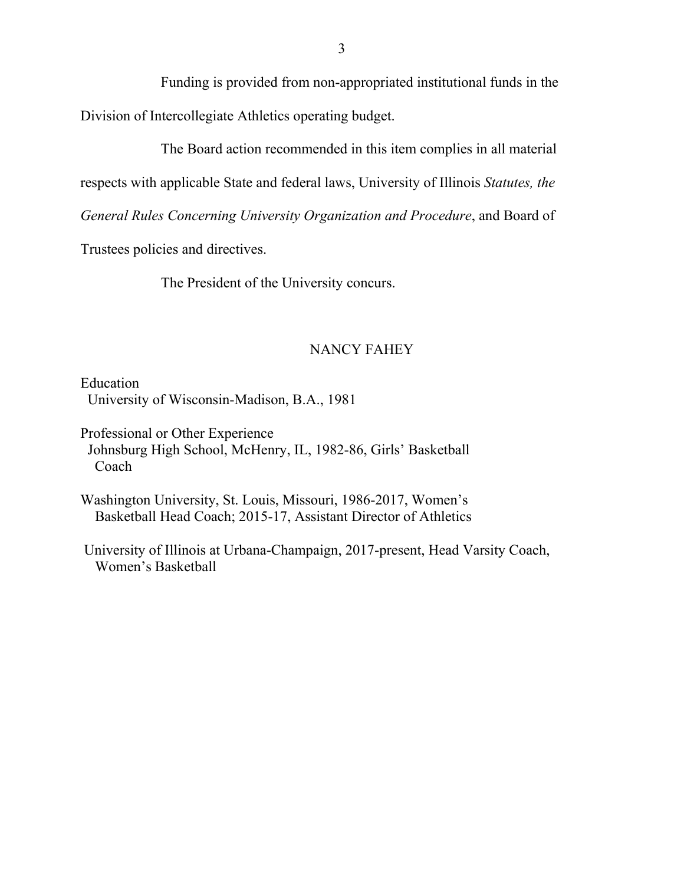Funding is provided from non-appropriated institutional funds in the Division of Intercollegiate Athletics operating budget.

The Board action recommended in this item complies in all material respects with applicable State and federal laws, University of Illinois *Statutes, the General Rules Concerning University Organization and Procedure*, and Board of Trustees policies and directives.

The President of the University concurs.

## NANCY FAHEY

Education
University of Wisconsin-Madison, B.A., 1981

Professional or Other Experience
Johnsburg High School, McHenry, IL, 1982-86, Girls' Basketball Coach

Washington University, St. Louis, Missouri, 1986-2017, Women's Basketball Head Coach; 2015-17, Assistant Director of Athletics

University of Illinois at Urbana-Champaign, 2017-present, Head Varsity Coach, Women's Basketball